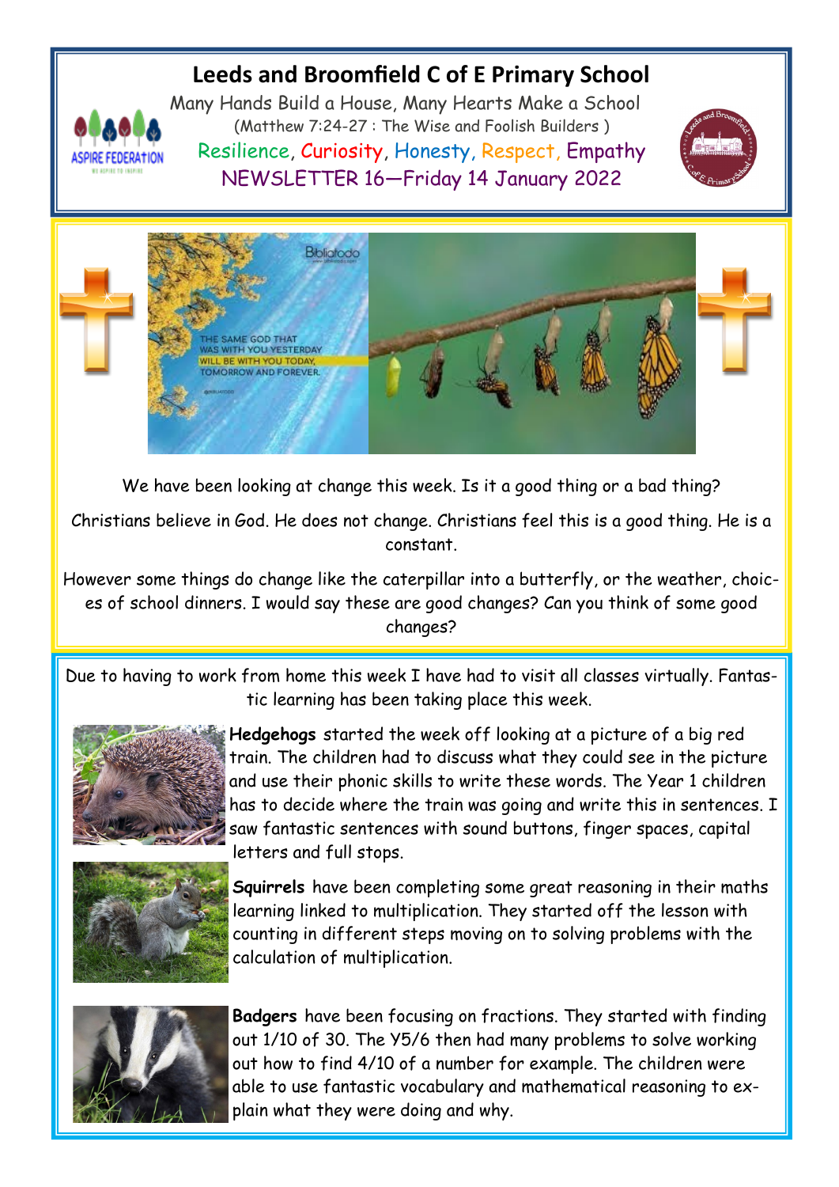# Leeds and Broomfield C of E Primary School

Many Hands Build a House, Many Hearts Make a School

(Matthew 7:24-27 : The Wise and Foolish Builders )

Resilience, Curiosity, Honesty, Respect, Empathy

NEWSLETTER 16—Friday 14 January 2022

THE SAME GOD THAT WAS WITH YOU YESTERDAY WILL BE WITH YOU TODAY, TOMORROW AND FOREVER.

We have been looking at change this week. Is it a good thing or a bad thing?

Christians believe in God. He does not change. Christians feel this is a good thing. He is a constant.

However some things do change like the caterpillar into a butterfly, or the weather, choices of school dinners. I would say these are good changes? Can you think of some good changes?

Due to having to work from home this week I have had to visit all classes virtually. Fantastic learning has been taking place this week.

**Hedgehogs** started the week off looking at a picture of a big red train. The children had to discuss what they could see in the picture and use their phonic skills to write these words. The Year 1 children has to decide where the train was going and write this in sentences. I saw fantastic sentences with sound buttons, finger spaces, capital letters and full stops.

**Squirrels** have been completing some great reasoning in their maths learning linked to multiplication. They started off the lesson with counting in different steps moving on to solving problems with the calculation of multiplication.

**Badgers** have been focusing on fractions. They started with finding out 1/10 of 30. The Y5/6 then had many problems to solve working out how to find 4/10 of a number for example. The children were able to use fantastic vocabulary and mathematical reasoning to explain what they were doing and why.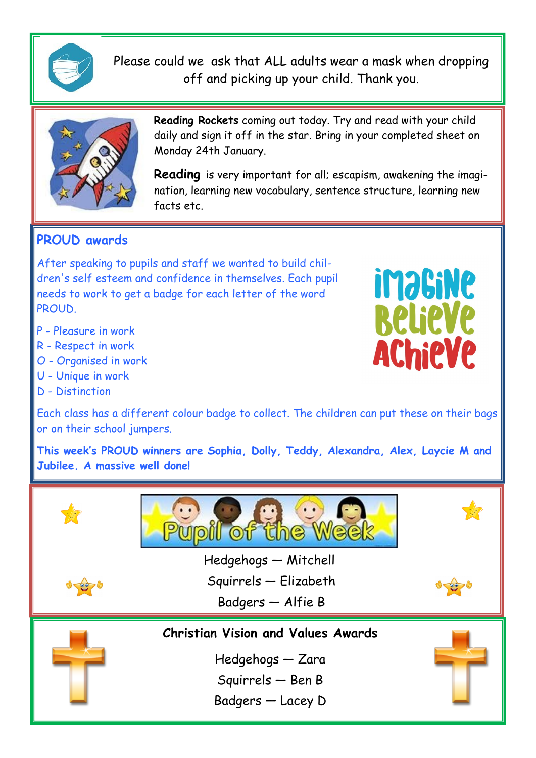Please could we ask that ALL adults wear a mask when dropping off and picking up your child. Thank you.

**Reading Rockets** coming out today. Try and read with your child daily and sign it off in the star. Bring in your completed sheet on Monday 24th January.

**Reading** is very important for all; escapism, awakening the imagination, learning new vocabulary, sentence structure, learning new facts etc.

## PROUD awards

After speaking to pupils and staff we wanted to build children's self esteem and confidence in themselves. Each pupil needs to work to get a badge for each letter of the word PROUD.

P - Pleasure in work
R - Respect in work
O - Organised in work
U - Unique in work
D - Distinction

Imagine Believe Achieve

Each class has a different colour badge to collect. The children can put these on their bags or on their school jumpers.

**This week's PROUD winners are Sophia, Dolly, Teddy, Alexandra, Alex, Laycie M and Jubilee. A massive well done!**

## Pupil of the Week

Hedgehogs — Mitchell
Squirrels — Elizabeth
Badgers — Alfie B

## Christian Vision and Values Awards

Hedgehogs — Zara
Squirrels — Ben B
Badgers — Lacey D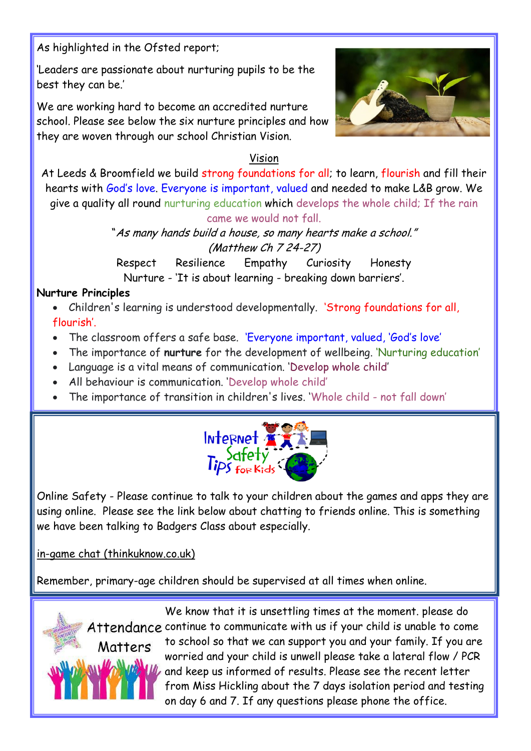As highlighted in the Ofsted report;

'Leaders are passionate about nurturing pupils to be the best they can be.'

We are working hard to become an accredited nurture school. Please see below the six nurture principles and how they are woven through our school Christian Vision.

## Vision

At Leeds & Broomfield we build strong foundations for all; to learn, flourish and fill their hearts with God's love. Everyone is important, valued and needed to make L&B grow. We give a quality all round nurturing education which develops the whole child; If the rain came we would not fall.

*"As many hands build a house, so many hearts make a school."*
*(Matthew Ch 7 24-27)*

Respect    Resilience    Empathy    Curiosity    Honesty

Nurture - 'It is about learning - breaking down barriers'.

**Nurture Principles**

- Children's learning is understood developmentally. 'Strong foundations for all, flourish'.
- The classroom offers a safe base. 'Everyone important, valued, 'God's love'
- The importance of **nurture** for the development of wellbeing. 'Nurturing education'
- Language is a vital means of communication. 'Develop whole child'
- All behaviour is communication. 'Develop whole child'
- The importance of transition in children's lives. 'Whole child - not fall down'

## Internet Safety Tips for Kids

Online Safety - Please continue to talk to your children about the games and apps they are using online. Please see the link below about chatting to friends online. This is something we have been talking to Badgers Class about especially.

in-game chat (thinkuknow.co.uk)

Remember, primary-age children should be supervised at all times when online.

## Attendance Matters

We know that it is unsettling times at the moment. please do continue to communicate with us if your child is unable to come to school so that we can support you and your family. If you are worried and your child is unwell please take a lateral flow / PCR and keep us informed of results. Please see the recent letter from Miss Hickling about the 7 days isolation period and testing on day 6 and 7. If any questions please phone the office.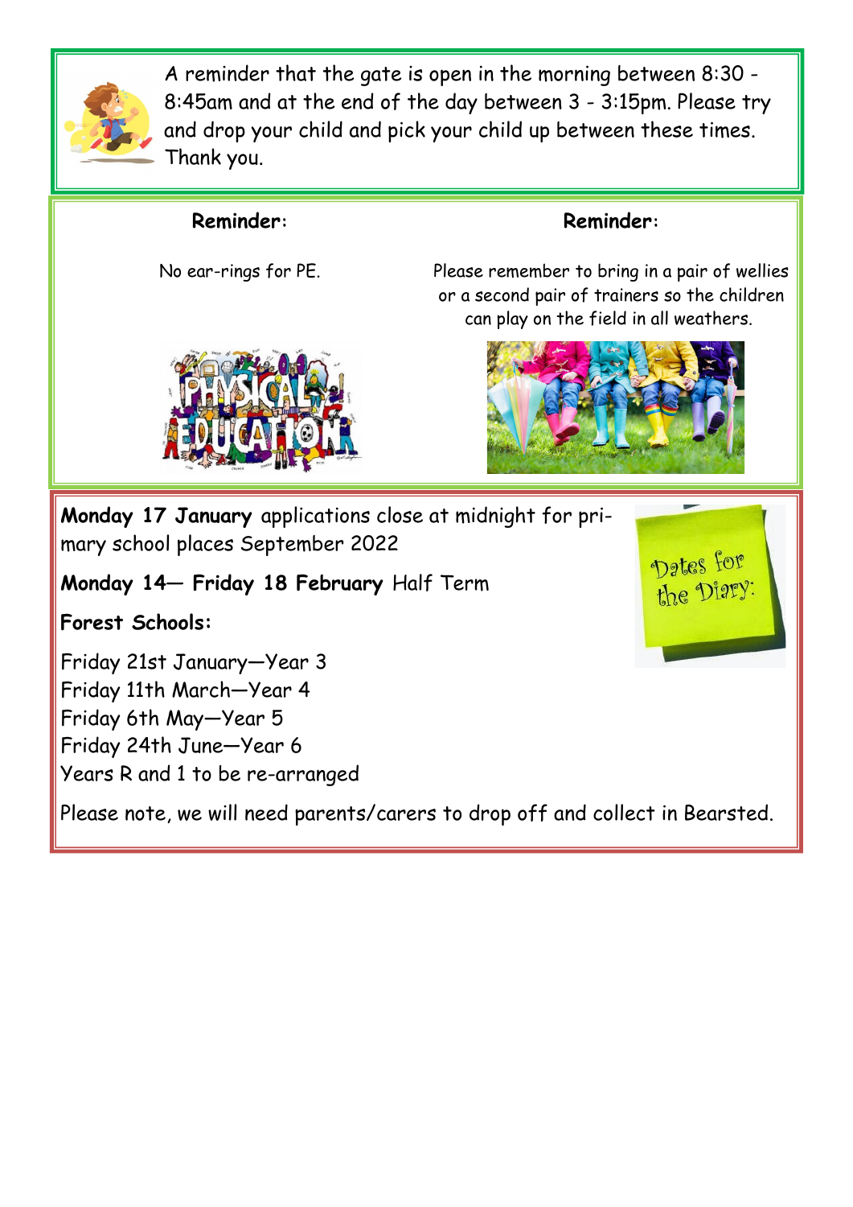A reminder that the gate is open in the morning between 8:30 - 8:45am and at the end of the day between 3 - 3:15pm. Please try and drop your child and pick your child up between these times. Thank you.

**Reminder:**

No ear-rings for PE.

**Reminder:**

Please remember to bring in a pair of wellies or a second pair of trainers so the children can play on the field in all weathers.

Dates for the Diary:

**Monday 17 January** applications close at midnight for primary school places September 2022

**Monday 14— Friday 18 February** Half Term

**Forest Schools:**

Friday 21st January—Year 3
Friday 11th March—Year 4
Friday 6th May—Year 5
Friday 24th June—Year 6
Years R and 1 to be re-arranged

Please note, we will need parents/carers to drop off and collect in Bearsted.